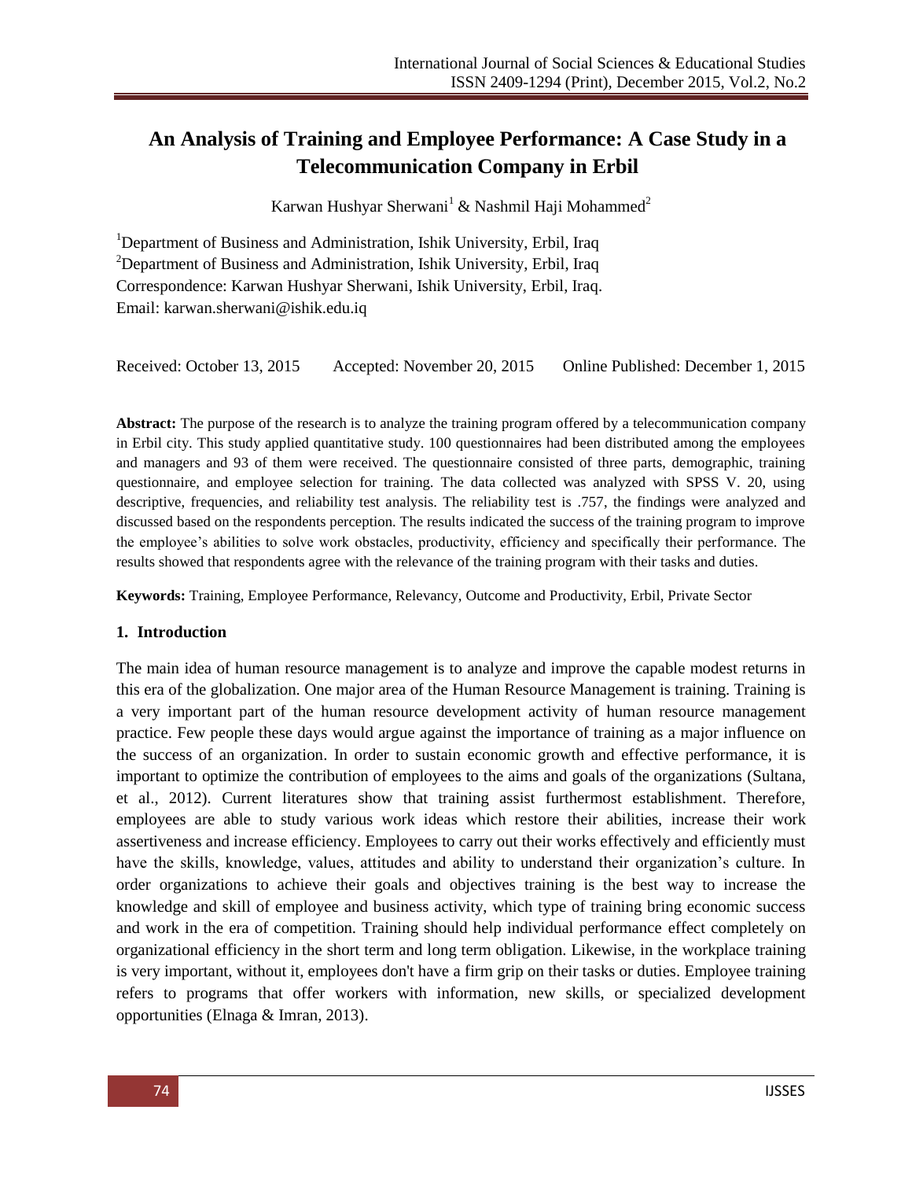# An Analysis of Training and Employee Performance: A Case Study in a Telecommunication Company in Erbil

Karwan Hushyar Sherwani[1] & Nashmil Haji Mohammed[2]

[1]Department of Business and Administration, Ishik University, Erbil, Iraq
[2]Department of Business and Administration, Ishik University, Erbil, Iraq
Correspondence: Karwan Hushyar Sherwani, Ishik University, Erbil, Iraq.
Email: karwan.sherwani@ishik.edu.iq

Received: October 13, 2015 Accepted: November 20, 2015 Online Published: December 1, 2015

**Abstract:** The purpose of the research is to analyze the training program offered by a telecommunication company in Erbil city. This study applied quantitative study. 100 questionnaires had been distributed among the employees and managers and 93 of them were received. The questionnaire consisted of three parts, demographic, training questionnaire, and employee selection for training. The data collected was analyzed with SPSS V. 20, using descriptive, frequencies, and reliability test analysis. The reliability test is .757, the findings were analyzed and discussed based on the respondents perception. The results indicated the success of the training program to improve the employee's abilities to solve work obstacles, productivity, efficiency and specifically their performance. The results showed that respondents agree with the relevance of the training program with their tasks and duties.

**Keywords:** Training, Employee Performance, Relevancy, Outcome and Productivity, Erbil, Private Sector

## 1. Introduction

The main idea of human resource management is to analyze and improve the capable modest returns in this era of the globalization. One major area of the Human Resource Management is training. Training is a very important part of the human resource development activity of human resource management practice. Few people these days would argue against the importance of training as a major influence on the success of an organization. In order to sustain economic growth and effective performance, it is important to optimize the contribution of employees to the aims and goals of the organizations (Sultana, et al., 2012). Current literatures show that training assist furthermost establishment. Therefore, employees are able to study various work ideas which restore their abilities, increase their work assertiveness and increase efficiency. Employees to carry out their works effectively and efficiently must have the skills, knowledge, values, attitudes and ability to understand their organization's culture. In order organizations to achieve their goals and objectives training is the best way to increase the knowledge and skill of employee and business activity, which type of training bring economic success and work in the era of competition. Training should help individual performance effect completely on organizational efficiency in the short term and long term obligation. Likewise, in the workplace training is very important, without it, employees don't have a firm grip on their tasks or duties. Employee training refers to programs that offer workers with information, new skills, or specialized development opportunities (Elnaga & Imran, 2013).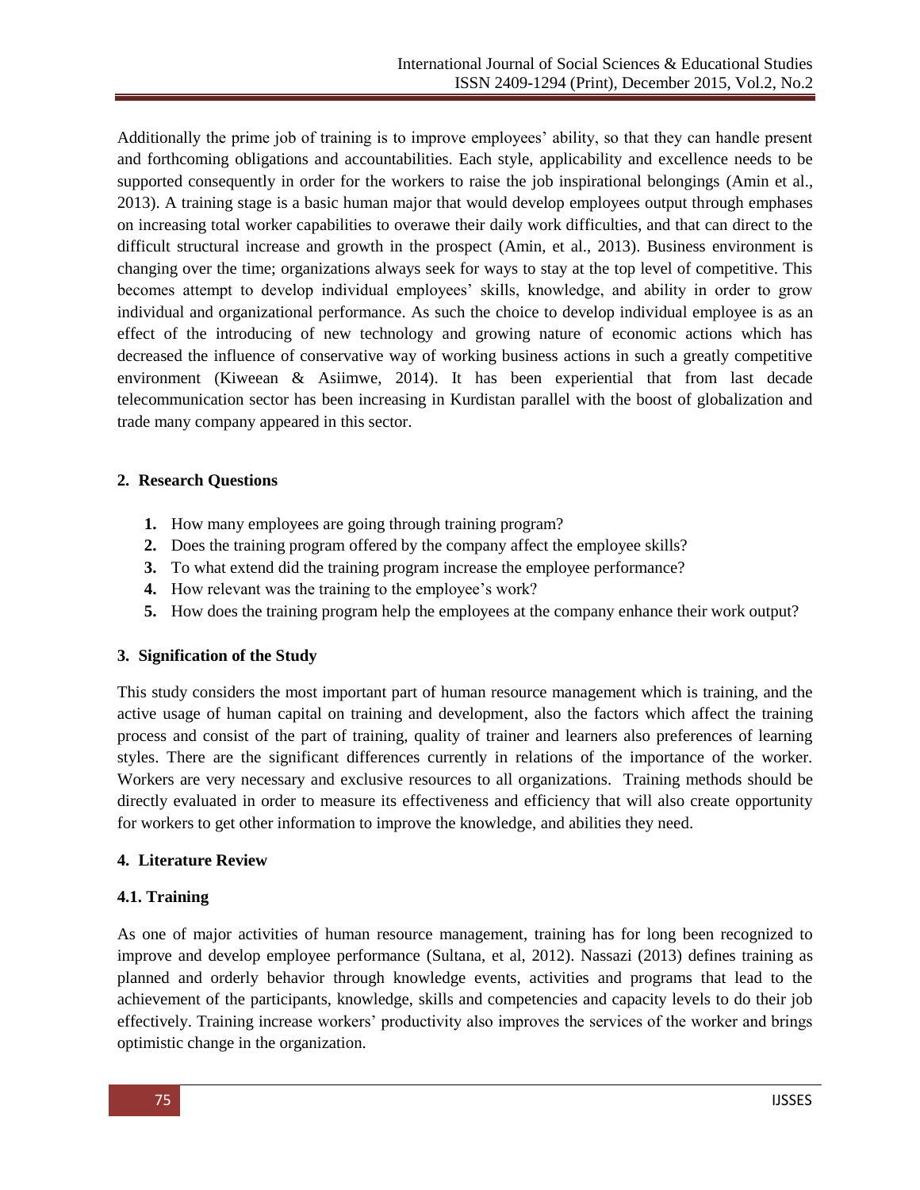Additionally the prime job of training is to improve employees' ability, so that they can handle present and forthcoming obligations and accountabilities. Each style, applicability and excellence needs to be supported consequently in order for the workers to raise the job inspirational belongings (Amin et al., 2013). A training stage is a basic human major that would develop employees output through emphases on increasing total worker capabilities to overawe their daily work difficulties, and that can direct to the difficult structural increase and growth in the prospect (Amin, et al., 2013). Business environment is changing over the time; organizations always seek for ways to stay at the top level of competitive. This becomes attempt to develop individual employees' skills, knowledge, and ability in order to grow individual and organizational performance. As such the choice to develop individual employee is as an effect of the introducing of new technology and growing nature of economic actions which has decreased the influence of conservative way of working business actions in such a greatly competitive environment (Kiweean & Asiimwe, 2014). It has been experiential that from last decade telecommunication sector has been increasing in Kurdistan parallel with the boost of globalization and trade many company appeared in this sector.

## 2. Research Questions

1. How many employees are going through training program?
2. Does the training program offered by the company affect the employee skills?
3. To what extend did the training program increase the employee performance?
4. How relevant was the training to the employee's work?
5. How does the training program help the employees at the company enhance their work output?

## 3. Signification of the Study

This study considers the most important part of human resource management which is training, and the active usage of human capital on training and development, also the factors which affect the training process and consist of the part of training, quality of trainer and learners also preferences of learning styles. There are the significant differences currently in relations of the importance of the worker. Workers are very necessary and exclusive resources to all organizations. Training methods should be directly evaluated in order to measure its effectiveness and efficiency that will also create opportunity for workers to get other information to improve the knowledge, and abilities they need.

## 4. Literature Review

### 4.1. Training

As one of major activities of human resource management, training has for long been recognized to improve and develop employee performance (Sultana, et al, 2012). Nassazi (2013) defines training as planned and orderly behavior through knowledge events, activities and programs that lead to the achievement of the participants, knowledge, skills and competencies and capacity levels to do their job effectively. Training increase workers' productivity also improves the services of the worker and brings optimistic change in the organization.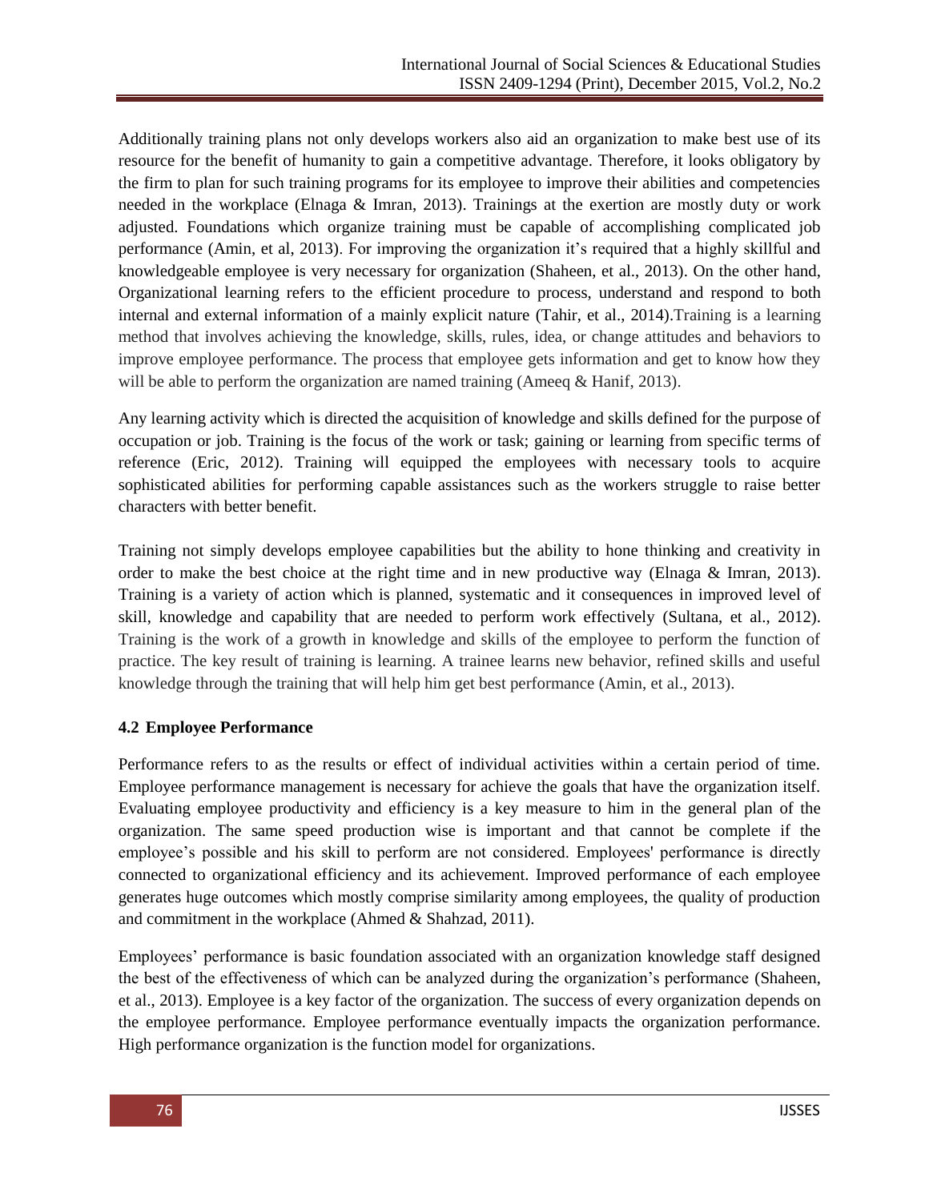Additionally training plans not only develops workers also aid an organization to make best use of its resource for the benefit of humanity to gain a competitive advantage. Therefore, it looks obligatory by the firm to plan for such training programs for its employee to improve their abilities and competencies needed in the workplace (Elnaga & Imran, 2013). Trainings at the exertion are mostly duty or work adjusted. Foundations which organize training must be capable of accomplishing complicated job performance (Amin, et al, 2013). For improving the organization it's required that a highly skillful and knowledgeable employee is very necessary for organization (Shaheen, et al., 2013). On the other hand, Organizational learning refers to the efficient procedure to process, understand and respond to both internal and external information of a mainly explicit nature (Tahir, et al., 2014).Training is a learning method that involves achieving the knowledge, skills, rules, idea, or change attitudes and behaviors to improve employee performance. The process that employee gets information and get to know how they will be able to perform the organization are named training (Ameeq & Hanif, 2013).

Any learning activity which is directed the acquisition of knowledge and skills defined for the purpose of occupation or job. Training is the focus of the work or task; gaining or learning from specific terms of reference (Eric, 2012). Training will equipped the employees with necessary tools to acquire sophisticated abilities for performing capable assistances such as the workers struggle to raise better characters with better benefit.

Training not simply develops employee capabilities but the ability to hone thinking and creativity in order to make the best choice at the right time and in new productive way (Elnaga & Imran, 2013). Training is a variety of action which is planned, systematic and it consequences in improved level of skill, knowledge and capability that are needed to perform work effectively (Sultana, et al., 2012). Training is the work of a growth in knowledge and skills of the employee to perform the function of practice. The key result of training is learning. A trainee learns new behavior, refined skills and useful knowledge through the training that will help him get best performance (Amin, et al., 2013).

### 4.2 Employee Performance

Performance refers to as the results or effect of individual activities within a certain period of time. Employee performance management is necessary for achieve the goals that have the organization itself. Evaluating employee productivity and efficiency is a key measure to him in the general plan of the organization. The same speed production wise is important and that cannot be complete if the employee's possible and his skill to perform are not considered. Employees' performance is directly connected to organizational efficiency and its achievement. Improved performance of each employee generates huge outcomes which mostly comprise similarity among employees, the quality of production and commitment in the workplace (Ahmed & Shahzad, 2011).

Employees' performance is basic foundation associated with an organization knowledge staff designed the best of the effectiveness of which can be analyzed during the organization's performance (Shaheen, et al., 2013). Employee is a key factor of the organization. The success of every organization depends on the employee performance. Employee performance eventually impacts the organization performance. High performance organization is the function model for organizations.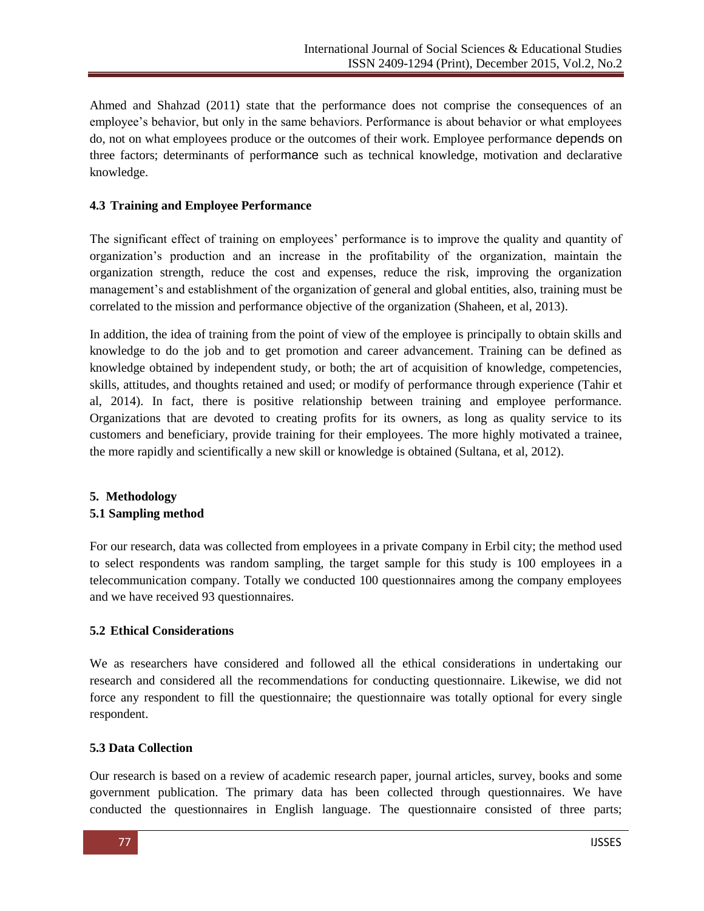Ahmed and Shahzad (2011) state that the performance does not comprise the consequences of an employee's behavior, but only in the same behaviors. Performance is about behavior or what employees do, not on what employees produce or the outcomes of their work. Employee performance depends on three factors; determinants of performance such as technical knowledge, motivation and declarative knowledge.

### 4.3 Training and Employee Performance

The significant effect of training on employees' performance is to improve the quality and quantity of organization's production and an increase in the profitability of the organization, maintain the organization strength, reduce the cost and expenses, reduce the risk, improving the organization management's and establishment of the organization of general and global entities, also, training must be correlated to the mission and performance objective of the organization (Shaheen, et al, 2013).

In addition, the idea of training from the point of view of the employee is principally to obtain skills and knowledge to do the job and to get promotion and career advancement. Training can be defined as knowledge obtained by independent study, or both; the art of acquisition of knowledge, competencies, skills, attitudes, and thoughts retained and used; or modify of performance through experience (Tahir et al, 2014). In fact, there is positive relationship between training and employee performance. Organizations that are devoted to creating profits for its owners, as long as quality service to its customers and beneficiary, provide training for their employees. The more highly motivated a trainee, the more rapidly and scientifically a new skill or knowledge is obtained (Sultana, et al, 2012).

## 5. Methodology

### 5.1 Sampling method

For our research, data was collected from employees in a private company in Erbil city; the method used to select respondents was random sampling, the target sample for this study is 100 employees in a telecommunication company. Totally we conducted 100 questionnaires among the company employees and we have received 93 questionnaires.

### 5.2 Ethical Considerations

We as researchers have considered and followed all the ethical considerations in undertaking our research and considered all the recommendations for conducting questionnaire. Likewise, we did not force any respondent to fill the questionnaire; the questionnaire was totally optional for every single respondent.

### 5.3 Data Collection

Our research is based on a review of academic research paper, journal articles, survey, books and some government publication. The primary data has been collected through questionnaires. We have conducted the questionnaires in English language. The questionnaire consisted of three parts;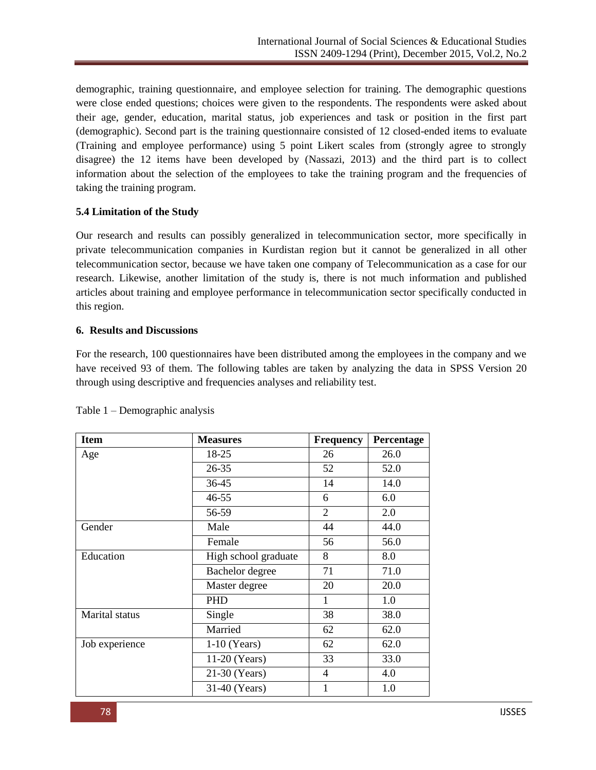demographic, training questionnaire, and employee selection for training. The demographic questions were close ended questions; choices were given to the respondents. The respondents were asked about their age, gender, education, marital status, job experiences and task or position in the first part (demographic). Second part is the training questionnaire consisted of 12 closed-ended items to evaluate (Training and employee performance) using 5 point Likert scales from (strongly agree to strongly disagree) the 12 items have been developed by (Nassazi, 2013) and the third part is to collect information about the selection of the employees to take the training program and the frequencies of taking the training program.

**5.4 Limitation of the Study**

Our research and results can possibly generalized in telecommunication sector, more specifically in private telecommunication companies in Kurdistan region but it cannot be generalized in all other telecommunication sector, because we have taken one company of Telecommunication as a case for our research. Likewise, another limitation of the study is, there is not much information and published articles about training and employee performance in telecommunication sector specifically conducted in this region.

## 6. Results and Discussions

For the research, 100 questionnaires have been distributed among the employees in the company and we have received 93 of them. The following tables are taken by analyzing the data in SPSS Version 20 through using descriptive and frequencies analyses and reliability test.

Table 1 – Demographic analysis

| Item | Measures | Frequency | Percentage |
|---|---|---|---|
| Age | 18-25 | 26 | 26.0 |
| | 26-35 | 52 | 52.0 |
| | 36-45 | 14 | 14.0 |
| | 46-55 | 6 | 6.0 |
| | 56-59 | 2 | 2.0 |
| Gender | Male | 44 | 44.0 |
| | Female | 56 | 56.0 |
| Education | High school graduate | 8 | 8.0 |
| | Bachelor degree | 71 | 71.0 |
| | Master degree | 20 | 20.0 |
| | PHD | 1 | 1.0 |
| Marital status | Single | 38 | 38.0 |
| | Married | 62 | 62.0 |
| Job experience | 1-10 (Years) | 62 | 62.0 |
| | 11-20 (Years) | 33 | 33.0 |
| | 21-30 (Years) | 4 | 4.0 |
| | 31-40 (Years) | 1 | 1.0 |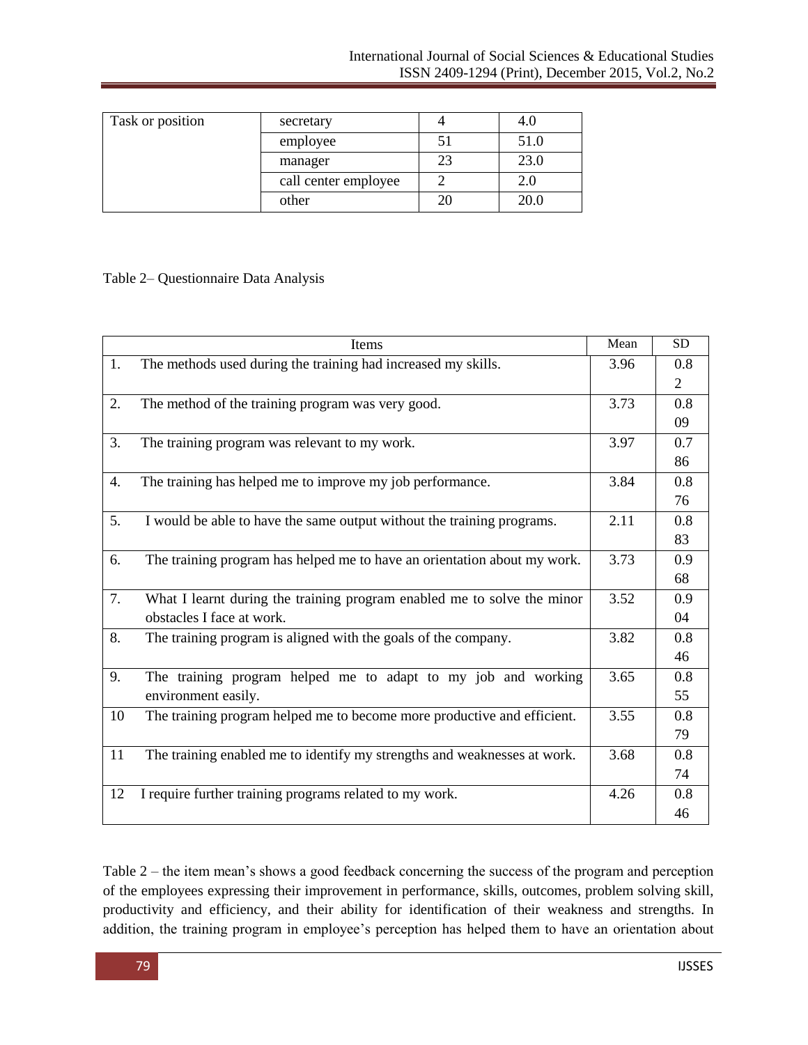| Task or position | secretary | 4 | 4.0 |
|---|---|---|---|
| | employee | 51 | 51.0 |
| | manager | 23 | 23.0 |
| | call center employee | 2 | 2.0 |
| | other | 20 | 20.0 |

Table 2– Questionnaire Data Analysis

| | Items | Mean | SD |
|---|---|---|---|
| 1. | The methods used during the training had increased my skills. | 3.96 | 0.82 |
| 2. | The method of the training program was very good. | 3.73 | 0.809 |
| 3. | The training program was relevant to my work. | 3.97 | 0.786 |
| 4. | The training has helped me to improve my job performance. | 3.84 | 0.876 |
| 5. | I would be able to have the same output without the training programs. | 2.11 | 0.883 |
| 6. | The training program has helped me to have an orientation about my work. | 3.73 | 0.968 |
| 7. | What I learnt during the training program enabled me to solve the minor obstacles I face at work. | 3.52 | 0.904 |
| 8. | The training program is aligned with the goals of the company. | 3.82 | 0.846 |
| 9. | The training program helped me to adapt to my job and working environment easily. | 3.65 | 0.855 |
| 10 | The training program helped me to become more productive and efficient. | 3.55 | 0.879 |
| 11 | The training enabled me to identify my strengths and weaknesses at work. | 3.68 | 0.874 |
| 12 | I require further training programs related to my work. | 4.26 | 0.846 |

Table 2 – the item mean's shows a good feedback concerning the success of the program and perception of the employees expressing their improvement in performance, skills, outcomes, problem solving skill, productivity and efficiency, and their ability for identification of their weakness and strengths. In addition, the training program in employee's perception has helped them to have an orientation about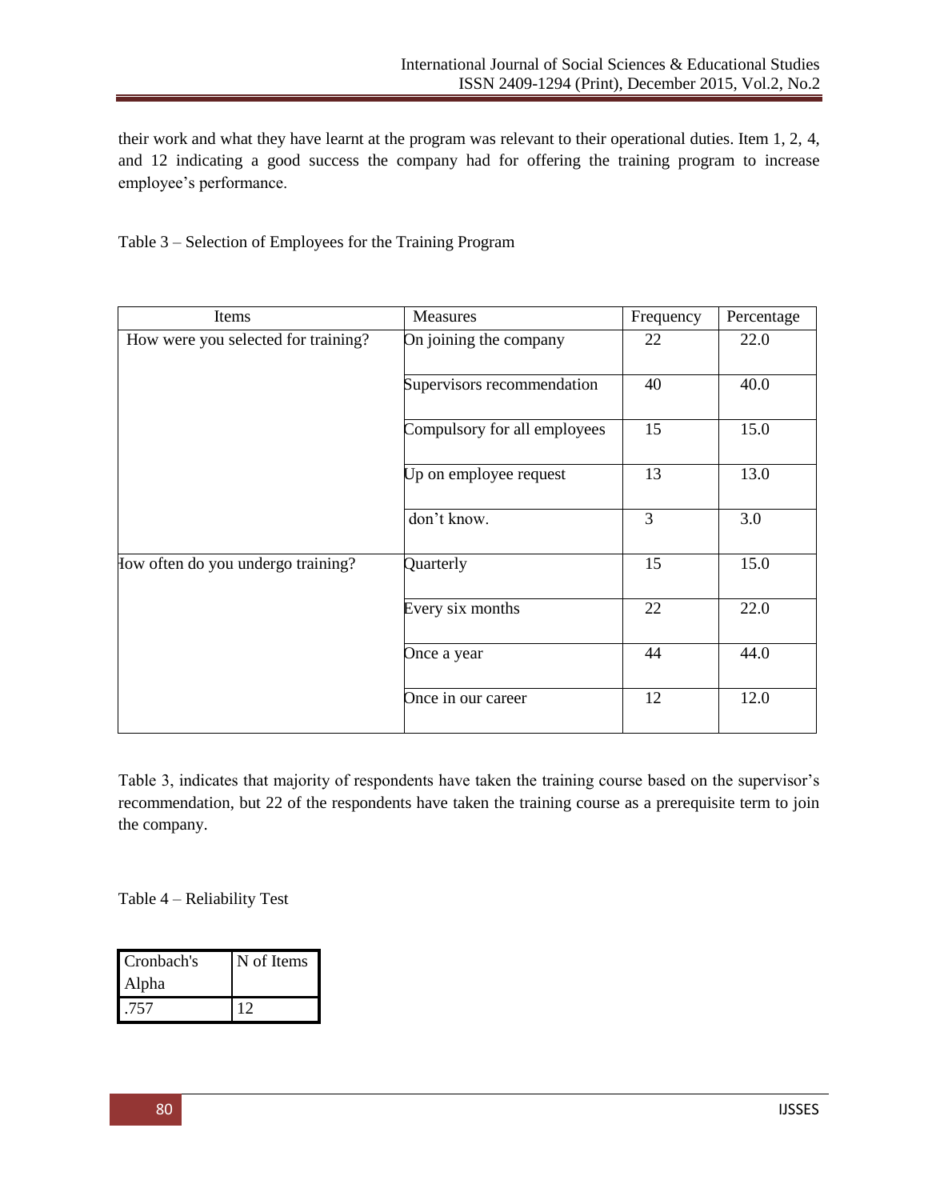their work and what they have learnt at the program was relevant to their operational duties. Item 1, 2, 4, and 12 indicating a good success the company had for offering the training program to increase employee's performance.

Table 3 – Selection of Employees for the Training Program

| Items | Measures | Frequency | Percentage |
|---|---|---|---|
| How were you selected for training? | On joining the company | 22 | 22.0 |
| | Supervisors recommendation | 40 | 40.0 |
| | Compulsory for all employees | 15 | 15.0 |
| | Up on employee request | 13 | 13.0 |
| | don't know. | 3 | 3.0 |
| How often do you undergo training? | Quarterly | 15 | 15.0 |
| | Every six months | 22 | 22.0 |
| | Once a year | 44 | 44.0 |
| | Once in our career | 12 | 12.0 |

Table 3, indicates that majority of respondents have taken the training course based on the supervisor's recommendation, but 22 of the respondents have taken the training course as a prerequisite term to join the company.

Table 4 – Reliability Test

| Cronbach's Alpha | N of Items |
|---|---|
| .757 | 12 |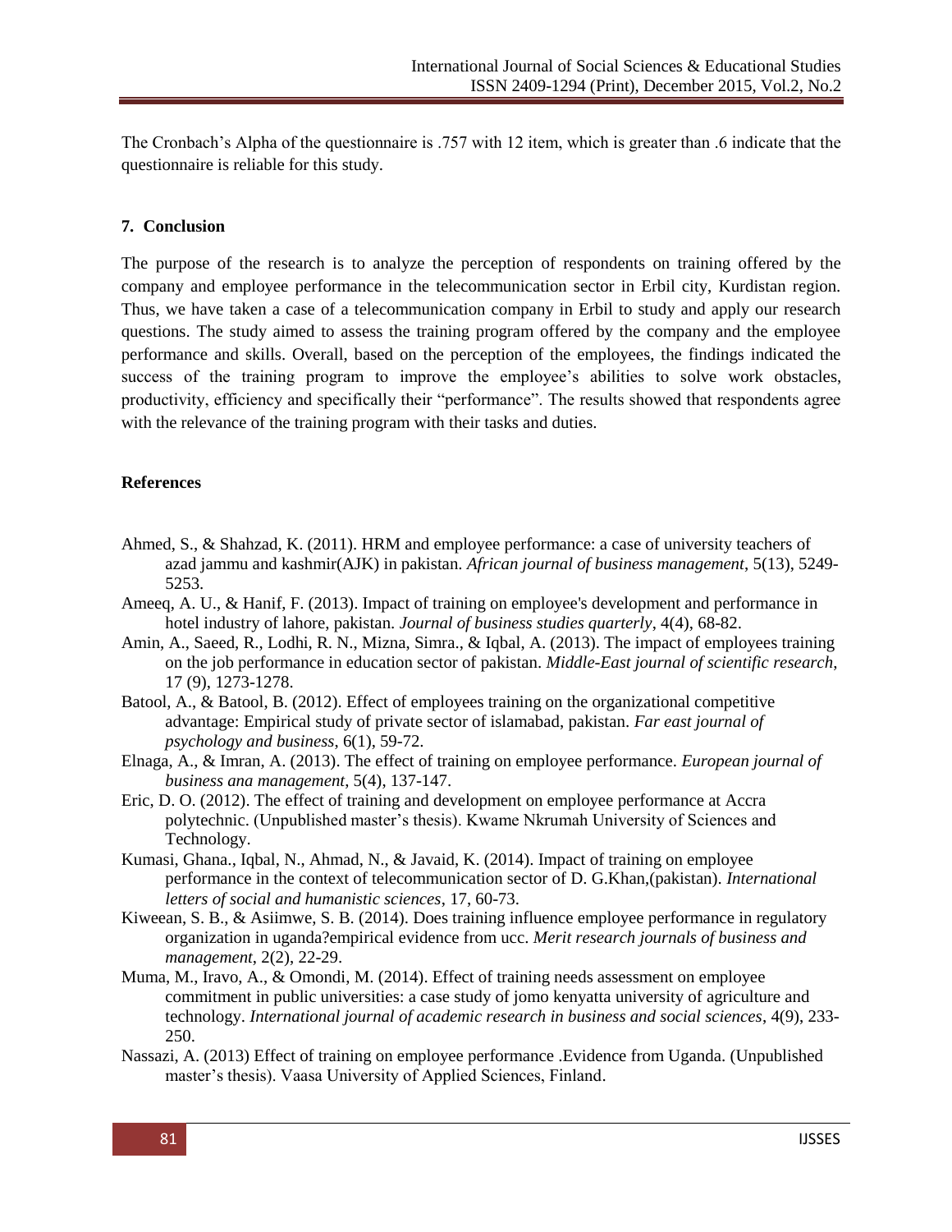The Cronbach's Alpha of the questionnaire is .757 with 12 item, which is greater than .6 indicate that the questionnaire is reliable for this study.

## 7. Conclusion

The purpose of the research is to analyze the perception of respondents on training offered by the company and employee performance in the telecommunication sector in Erbil city, Kurdistan region. Thus, we have taken a case of a telecommunication company in Erbil to study and apply our research questions. The study aimed to assess the training program offered by the company and the employee performance and skills. Overall, based on the perception of the employees, the findings indicated the success of the training program to improve the employee's abilities to solve work obstacles, productivity, efficiency and specifically their "performance". The results showed that respondents agree with the relevance of the training program with their tasks and duties.

## References

Ahmed, S., & Shahzad, K. (2011). HRM and employee performance: a case of university teachers of azad jammu and kashmir(AJK) in pakistan. *African journal of business management*, 5(13), 5249-5253.

Ameeq, A. U., & Hanif, F. (2013). Impact of training on employee's development and performance in hotel industry of lahore, pakistan. *Journal of business studies quarterly*, 4(4), 68-82.

Amin, A., Saeed, R., Lodhi, R. N., Mizna, Simra., & Iqbal, A. (2013). The impact of employees training on the job performance in education sector of pakistan. *Middle-East journal of scientific research*, 17 (9), 1273-1278.

Batool, A., & Batool, B. (2012). Effect of employees training on the organizational competitive advantage: Empirical study of private sector of islamabad, pakistan. *Far east journal of psychology and business*, 6(1), 59-72.

Elnaga, A., & Imran, A. (2013). The effect of training on employee performance. *European journal of business ana management*, 5(4), 137-147.

Eric, D. O. (2012). The effect of training and development on employee performance at Accra polytechnic. (Unpublished master's thesis). Kwame Nkrumah University of Sciences and Technology.

Kumasi, Ghana., Iqbal, N., Ahmad, N., & Javaid, K. (2014). Impact of training on employee performance in the context of telecommunication sector of D. G.Khan,(pakistan). *International letters of social and humanistic sciences*, 17, 60-73.

Kiweean, S. B., & Asiimwe, S. B. (2014). Does training influence employee performance in regulatory organization in uganda?empirical evidence from ucc. *Merit research journals of business and management*, 2(2), 22-29.

Muma, M., Iravo, A., & Omondi, M. (2014). Effect of training needs assessment on employee commitment in public universities: a case study of jomo kenyatta university of agriculture and technology. *International journal of academic research in business and social sciences*, 4(9), 233-250.

Nassazi, A. (2013) Effect of training on employee performance .Evidence from Uganda. (Unpublished master's thesis). Vaasa University of Applied Sciences, Finland.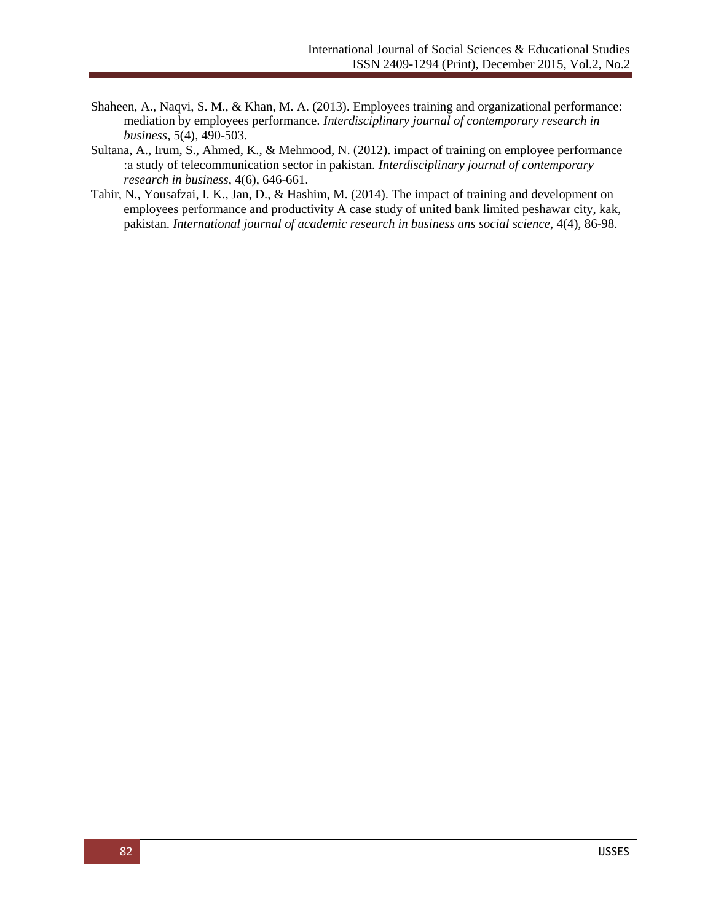Shaheen, A., Naqvi, S. M., & Khan, M. A. (2013). Employees training and organizational performance: mediation by employees performance. *Interdisciplinary journal of contemporary research in business*, 5(4), 490-503.

Sultana, A., Irum, S., Ahmed, K., & Mehmood, N. (2012). impact of training on employee performance :a study of telecommunication sector in pakistan. *Interdisciplinary journal of contemporary research in business*, 4(6), 646-661.

Tahir, N., Yousafzai, I. K., Jan, D., & Hashim, M. (2014). The impact of training and development on employees performance and productivity A case study of united bank limited peshawar city, kak, pakistan. *International journal of academic research in business ans social science*, 4(4), 86-98.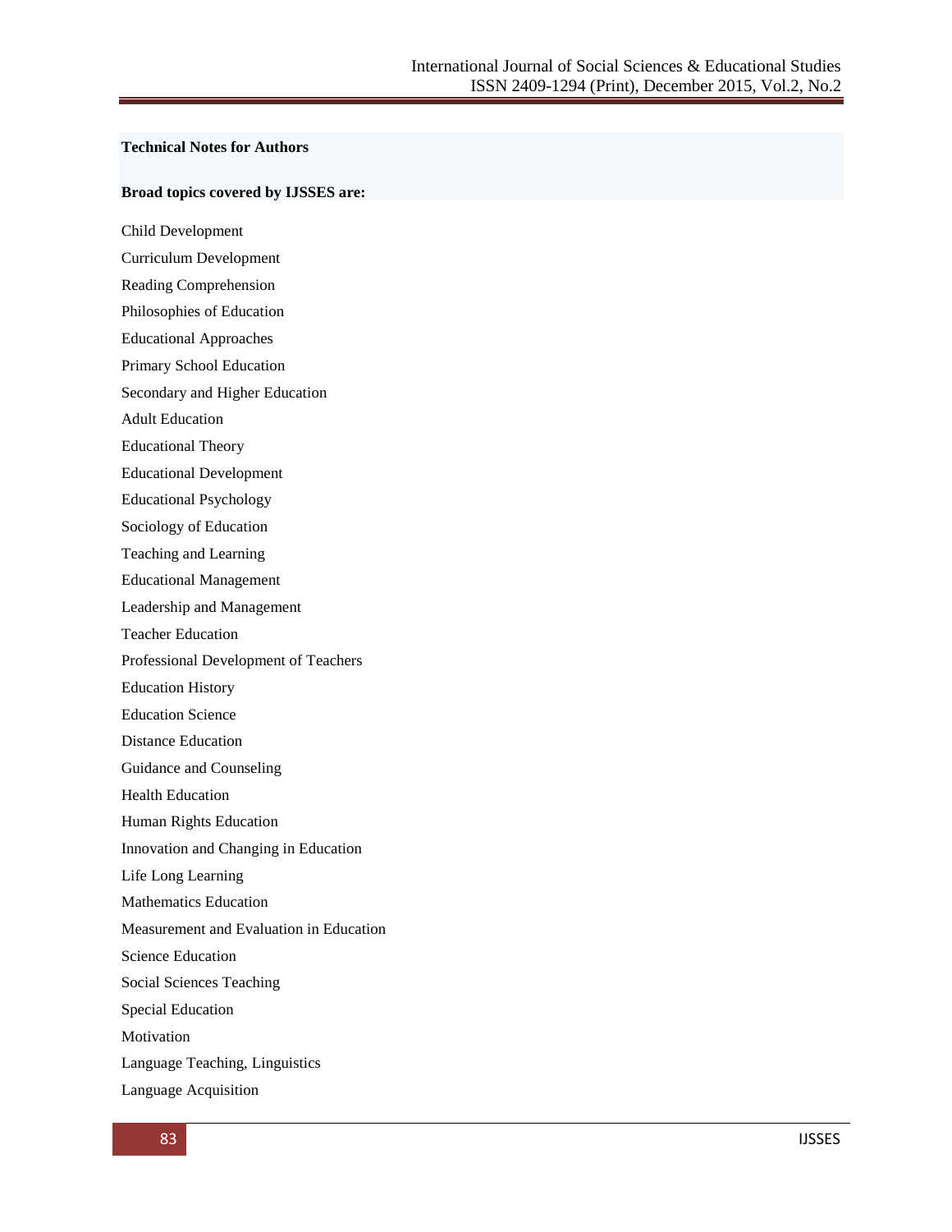**Technical Notes for Authors**

**Broad topics covered by IJSSES are:**

Child Development

Curriculum Development

Reading Comprehension

Philosophies of Education

Educational Approaches

Primary School Education

Secondary and Higher Education

Adult Education

Educational Theory

Educational Development

Educational Psychology

Sociology of Education

Teaching and Learning

Educational Management

Leadership and Management

Teacher Education

Professional Development of Teachers

Education History

Education Science

Distance Education

Guidance and Counseling

Health Education

Human Rights Education

Innovation and Changing in Education

Life Long Learning

Mathematics Education

Measurement and Evaluation in Education

Science Education

Social Sciences Teaching

Special Education

Motivation

Language Teaching, Linguistics

Language Acquisition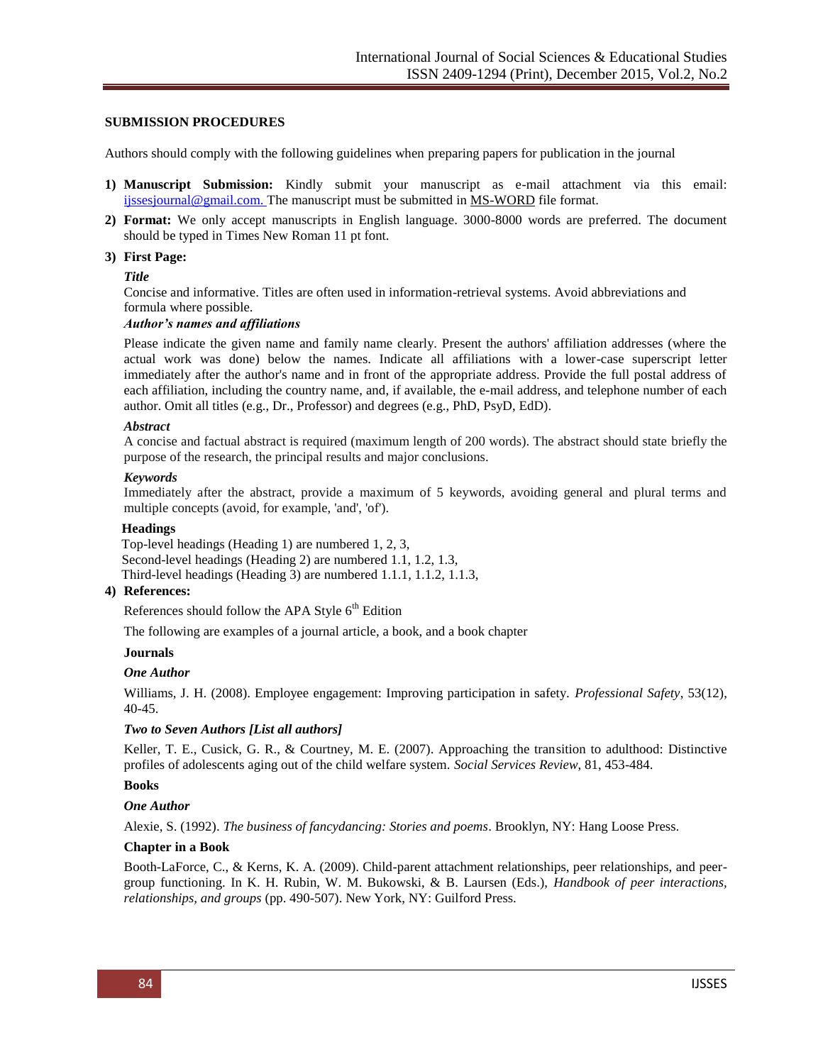## SUBMISSION PROCEDURES

Authors should comply with the following guidelines when preparing papers for publication in the journal

1) **Manuscript Submission:** Kindly submit your manuscript as e-mail attachment via this email: ijssesjournal@gmail.com. The manuscript must be submitted in MS-WORD file format.
2) **Format:** We only accept manuscripts in English language. 3000-8000 words are preferred. The document should be typed in Times New Roman 11 pt font.
3) **First Page:**

   ***Title***
   Concise and informative. Titles are often used in information-retrieval systems. Avoid abbreviations and formula where possible.

   ***Author's names and affiliations***

   Please indicate the given name and family name clearly. Present the authors' affiliation addresses (where the actual work was done) below the names. Indicate all affiliations with a lower-case superscript letter immediately after the author's name and in front of the appropriate address. Provide the full postal address of each affiliation, including the country name, and, if available, the e-mail address, and telephone number of each author. Omit all titles (e.g., Dr., Professor) and degrees (e.g., PhD, PsyD, EdD).

   ***Abstract***
   A concise and factual abstract is required (maximum length of 200 words). The abstract should state briefly the purpose of the research, the principal results and major conclusions.

   ***Keywords***
   Immediately after the abstract, provide a maximum of 5 keywords, avoiding general and plural terms and multiple concepts (avoid, for example, 'and', 'of').

   **Headings**
   Top-level headings (Heading 1) are numbered 1, 2, 3,
   Second-level headings (Heading 2) are numbered 1.1, 1.2, 1.3,
   Third-level headings (Heading 3) are numbered 1.1.1, 1.1.2, 1.1.3,

4) **References:**

   References should follow the APA Style 6th Edition

   The following are examples of a journal article, a book, and a book chapter

   **Journals**

   ***One Author***

   Williams, J. H. (2008). Employee engagement: Improving participation in safety. *Professional Safety*, 53(12), 40-45.

   ***Two to Seven Authors [List all authors]***

   Keller, T. E., Cusick, G. R., & Courtney, M. E. (2007). Approaching the transition to adulthood: Distinctive profiles of adolescents aging out of the child welfare system. *Social Services Review*, 81, 453-484.

   **Books**

   ***One Author***

   Alexie, S. (1992). *The business of fancydancing: Stories and poems*. Brooklyn, NY: Hang Loose Press.

   **Chapter in a Book**

   Booth-LaForce, C., & Kerns, K. A. (2009). Child-parent attachment relationships, peer relationships, and peer-group functioning. In K. H. Rubin, W. M. Bukowski, & B. Laursen (Eds.), *Handbook of peer interactions, relationships, and groups* (pp. 490-507). New York, NY: Guilford Press.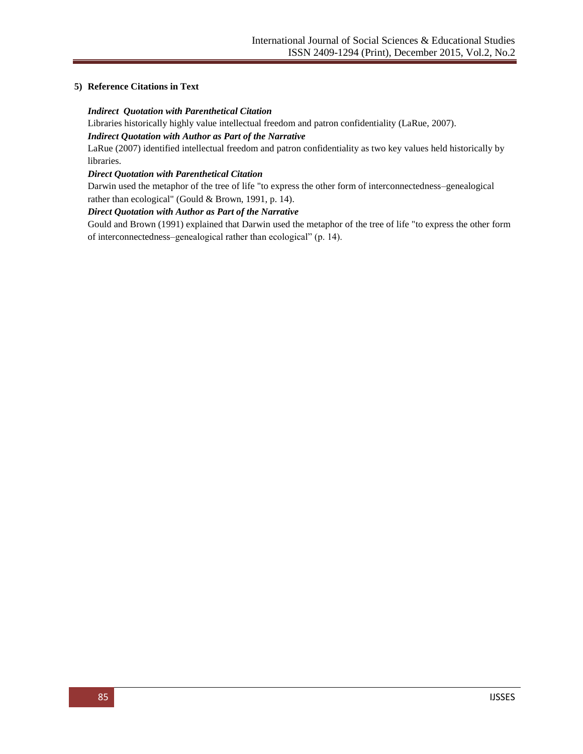**5) Reference Citations in Text**

***Indirect Quotation with Parenthetical Citation***

Libraries historically highly value intellectual freedom and patron confidentiality (LaRue, 2007).

***Indirect Quotation with Author as Part of the Narrative***

LaRue (2007) identified intellectual freedom and patron confidentiality as two key values held historically by libraries.

***Direct Quotation with Parenthetical Citation***

Darwin used the metaphor of the tree of life "to express the other form of interconnectedness–genealogical rather than ecological" (Gould & Brown, 1991, p. 14).

***Direct Quotation with Author as Part of the Narrative***

Gould and Brown (1991) explained that Darwin used the metaphor of the tree of life "to express the other form of interconnectedness–genealogical rather than ecological" (p. 14).